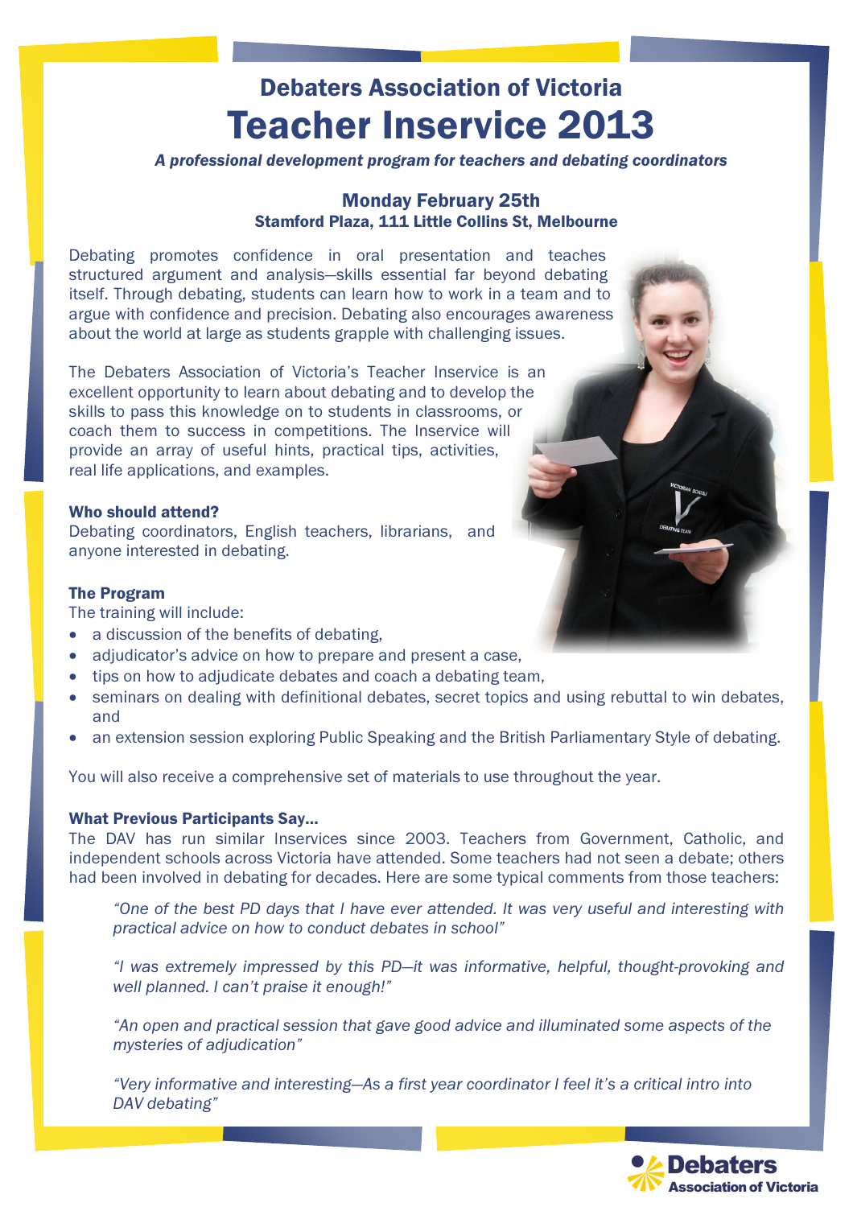# Debaters Association of Victoria

# Teacher Inservice 2013

*A professional development program for teachers and debating coordinators*

### Monday February 25th

**Stamford Plaza, 111 Little Collins St, Melbourne**

Debating promotes confidence in oral presentation and teaches structured argument and analysis—skills essential far beyond debating itself. Through debating, students can learn how to work in a team and to argue with confidence and precision. Debating also encourages awareness about the world at large as students grapple with challenging issues.

The Debaters Association of Victoria's Teacher Inservice is an excellent opportunity to learn about debating and to develop the skills to pass this knowledge on to students in classrooms, or coach them to success in competitions. The Inservice will provide an array of useful hints, practical tips, activities, real life applications, and examples.

**Who should attend?**

Debating coordinators, English teachers, librarians, and anyone interested in debating.

**The Program**

The training will include:

- a discussion of the benefits of debating,
- adjudicator's advice on how to prepare and present a case,
- tips on how to adjudicate debates and coach a debating team,
- seminars on dealing with definitional debates, secret topics and using rebuttal to win debates, and
- an extension session exploring Public Speaking and the British Parliamentary Style of debating.

You will also receive a comprehensive set of materials to use throughout the year.

**What Previous Participants Say…**

The DAV has run similar Inservices since 2003. Teachers from Government, Catholic, and independent schools across Victoria have attended. Some teachers had not seen a debate; others had been involved in debating for decades. Here are some typical comments from those teachers:

> *"One of the best PD days that I have ever attended. It was very useful and interesting with practical advice on how to conduct debates in school"*

> *"I was extremely impressed by this PD—it was informative, helpful, thought-provoking and well planned. I can't praise it enough!"*

> *"An open and practical session that gave good advice and illuminated some aspects of the mysteries of adjudication"*

> *"Very informative and interesting—As a first year coordinator I feel it's a critical intro into DAV debating"*

**Debaters Association of Victoria**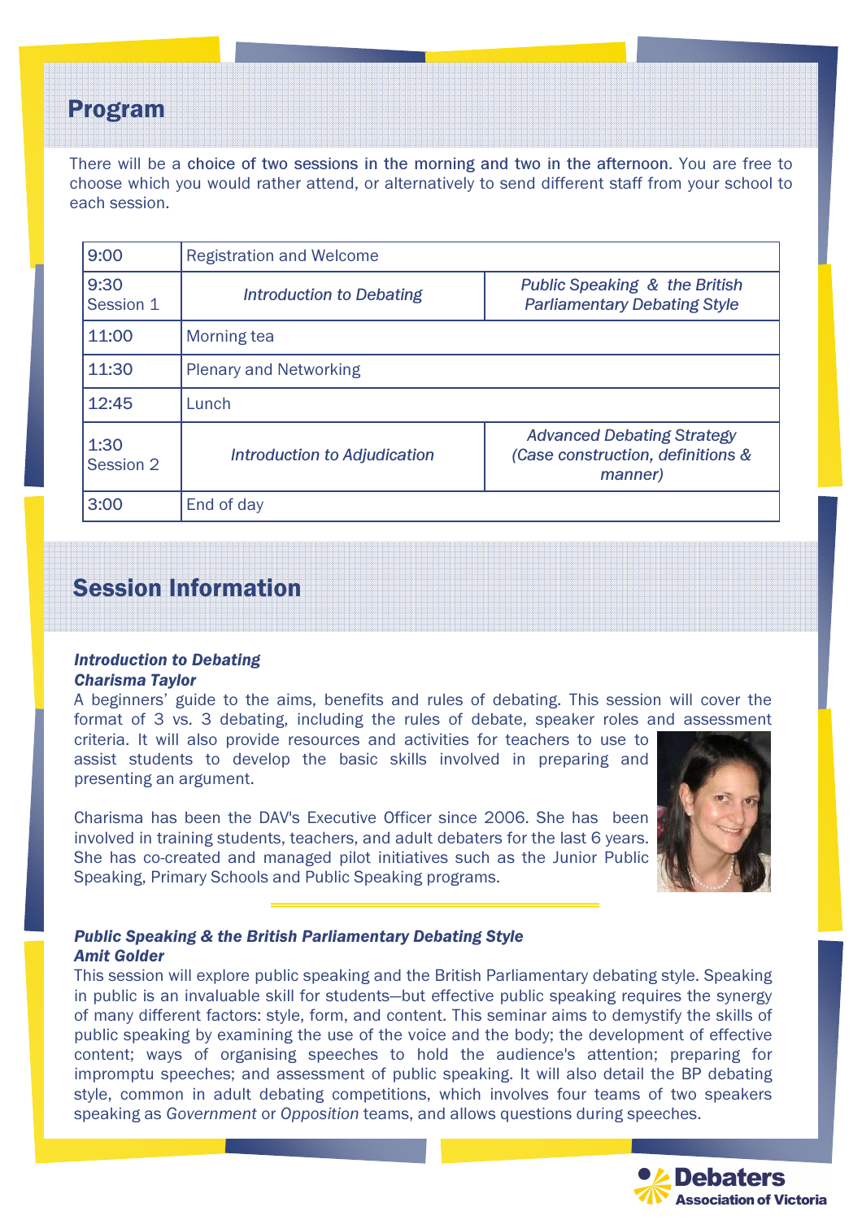## Program

There will be a choice of two sessions in the morning and two in the afternoon. You are free to choose which you would rather attend, or alternatively to send different staff from your school to each session.

| | | |
|---|---|---|
| 9:00 | Registration and Welcome | |
| 9:30 Session 1 | *Introduction to Debating* | *Public Speaking & the British Parliamentary Debating Style* |
| 11:00 | Morning tea | |
| 11:30 | Plenary and Networking | |
| 12:45 | Lunch | |
| 1:30 Session 2 | *Introduction to Adjudication* | *Advanced Debating Strategy (Case construction, definitions & manner)* |
| 3:00 | End of day | |

## Session Information

***Introduction to Debating***
***Charisma Taylor***

A beginners' guide to the aims, benefits and rules of debating. This session will cover the format of 3 vs. 3 debating, including the rules of debate, speaker roles and assessment criteria. It will also provide resources and activities for teachers to use to assist students to develop the basic skills involved in preparing and presenting an argument.

Charisma has been the DAV's Executive Officer since 2006. She has been involved in training students, teachers, and adult debaters for the last 6 years. She has co-created and managed pilot initiatives such as the Junior Public Speaking, Primary Schools and Public Speaking programs.

***Public Speaking & the British Parliamentary Debating Style***
***Amit Golder***

This session will explore public speaking and the British Parliamentary debating style. Speaking in public is an invaluable skill for students—but effective public speaking requires the synergy of many different factors: style, form, and content. This seminar aims to demystify the skills of public speaking by examining the use of the voice and the body; the development of effective content; ways of organising speeches to hold the audience's attention; preparing for impromptu speeches; and assessment of public speaking. It will also detail the BP debating style, common in adult debating competitions, which involves four teams of two speakers speaking as *Government* or *Opposition* teams, and allows questions during speeches.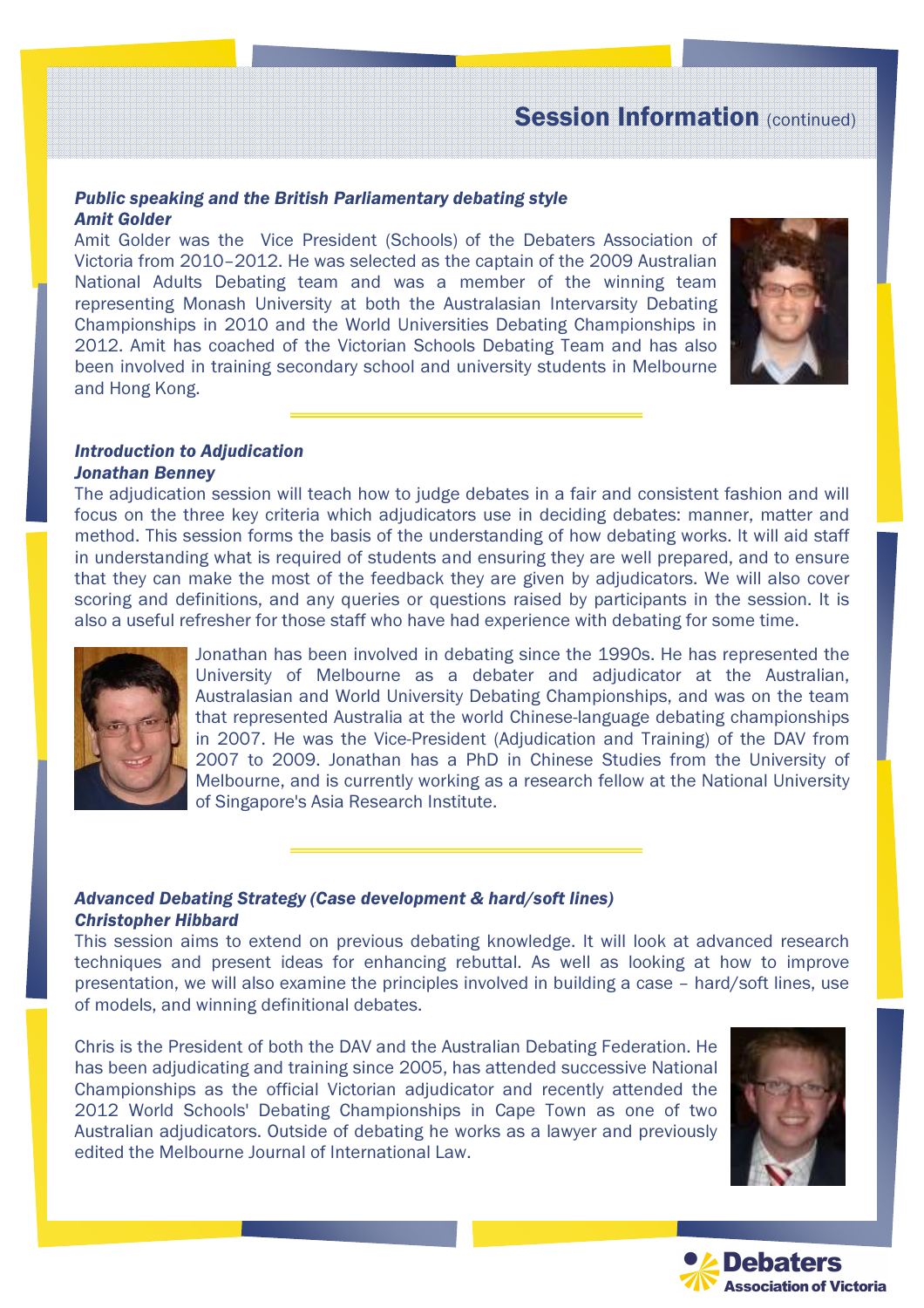## Session Information (continued)

***Public speaking and the British Parliamentary debating style***
***Amit Golder***

Amit Golder was the Vice President (Schools) of the Debaters Association of Victoria from 2010–2012. He was selected as the captain of the 2009 Australian National Adults Debating team and was a member of the winning team representing Monash University at both the Australasian Intervarsity Debating Championships in 2010 and the World Universities Debating Championships in 2012. Amit has coached of the Victorian Schools Debating Team and has also been involved in training secondary school and university students in Melbourne and Hong Kong.

***Introduction to Adjudication***
***Jonathan Benney***

The adjudication session will teach how to judge debates in a fair and consistent fashion and will focus on the three key criteria which adjudicators use in deciding debates: manner, matter and method. This session forms the basis of the understanding of how debating works. It will aid staff in understanding what is required of students and ensuring they are well prepared, and to ensure that they can make the most of the feedback they are given by adjudicators. We will also cover scoring and definitions, and any queries or questions raised by participants in the session. It is also a useful refresher for those staff who have had experience with debating for some time.

Jonathan has been involved in debating since the 1990s. He has represented the University of Melbourne as a debater and adjudicator at the Australian, Australasian and World University Debating Championships, and was on the team that represented Australia at the world Chinese-language debating championships in 2007. He was the Vice-President (Adjudication and Training) of the DAV from 2007 to 2009. Jonathan has a PhD in Chinese Studies from the University of Melbourne, and is currently working as a research fellow at the National University of Singapore's Asia Research Institute.

***Advanced Debating Strategy (Case development & hard/soft lines)***
***Christopher Hibbard***

This session aims to extend on previous debating knowledge. It will look at advanced research techniques and present ideas for enhancing rebuttal. As well as looking at how to improve presentation, we will also examine the principles involved in building a case – hard/soft lines, use of models, and winning definitional debates.

Chris is the President of both the DAV and the Australian Debating Federation. He has been adjudicating and training since 2005, has attended successive National Championships as the official Victorian adjudicator and recently attended the 2012 World Schools' Debating Championships in Cape Town as one of two Australian adjudicators. Outside of debating he works as a lawyer and previously edited the Melbourne Journal of International Law.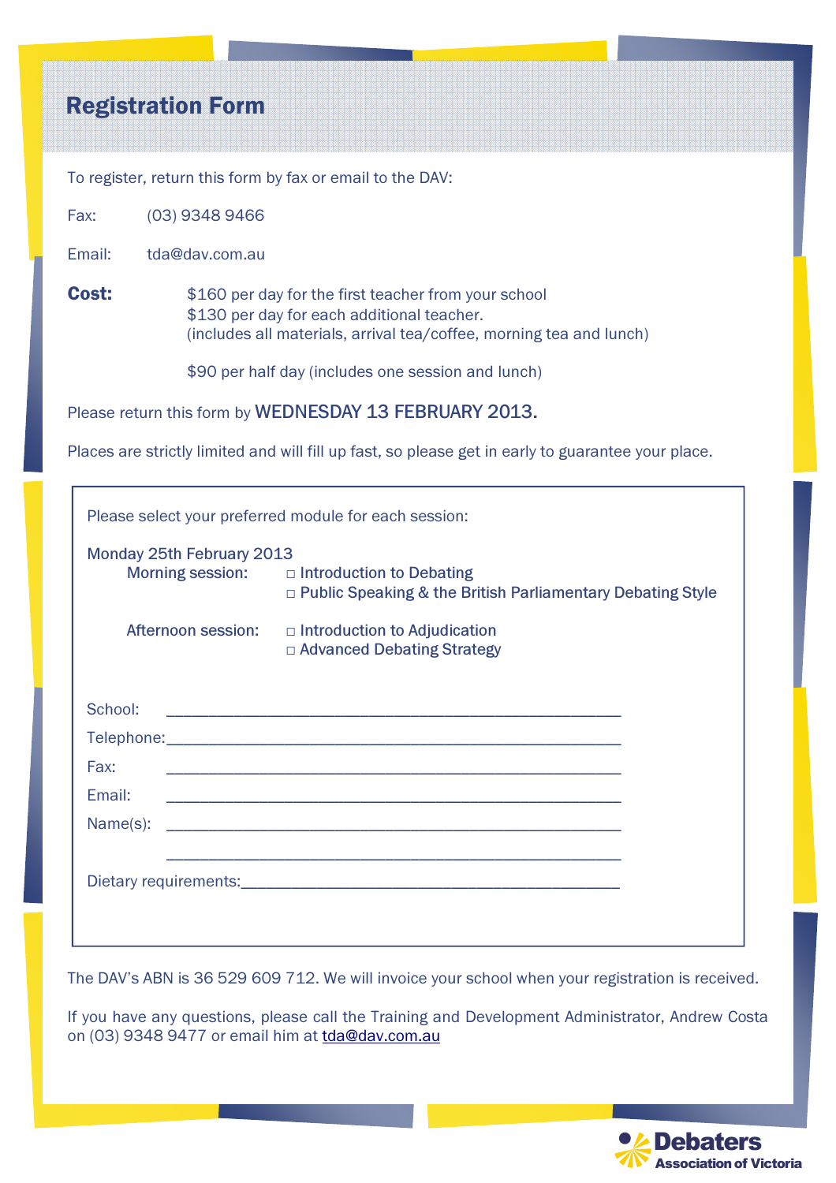# Registration Form

To register, return this form by fax or email to the DAV:

Fax: (03) 9348 9466

Email: tda@dav.com.au

**Cost:** $160 per day for the first teacher from your school
$130 per day for each additional teacher.
(includes all materials, arrival tea/coffee, morning tea and lunch)

$90 per half day (includes one session and lunch)

Please return this form by WEDNESDAY 13 FEBRUARY 2013.

Places are strictly limited and will fill up fast, so please get in early to guarantee your place.

Please select your preferred module for each session:

Monday 25th February 2013

Morning session:
- □ Introduction to Debating
- □ Public Speaking & the British Parliamentary Debating Style

Afternoon session:
- □ Introduction to Adjudication
- □ Advanced Debating Strategy

School: ____________________________________________

Telephone: ____________________________________________

Fax: ____________________________________________

Email: ____________________________________________

Name(s): ____________________________________________

____________________________________________

Dietary requirements: ____________________________________________

The DAV's ABN is 36 529 609 712. We will invoice your school when your registration is received.

If you have any questions, please call the Training and Development Administrator, Andrew Costa on (03) 9348 9477 or email him at tda@dav.com.au

Debaters Association of Victoria